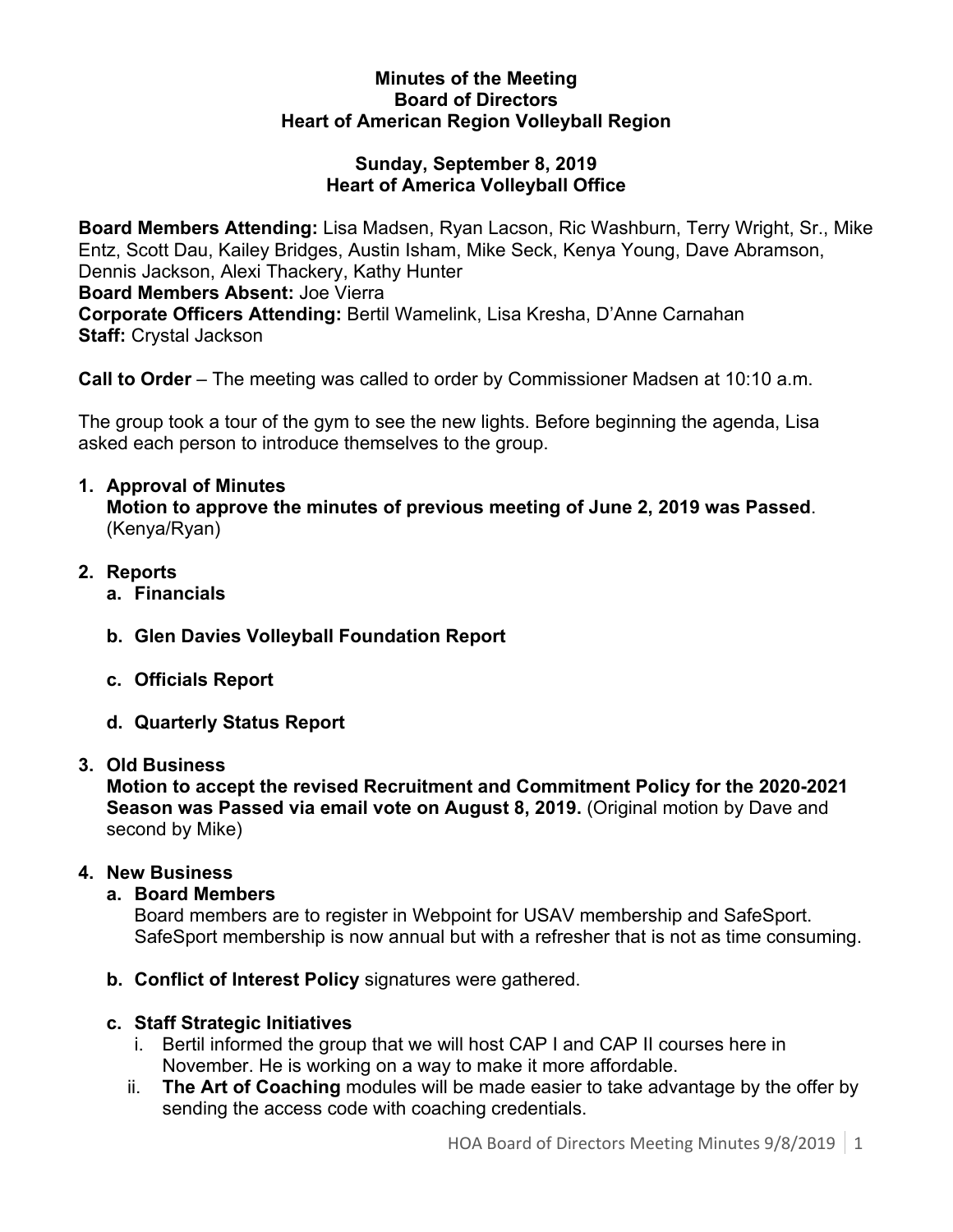**Minutes of the Meeting**
**Board of Directors**
**Heart of American Region Volleyball Region**

**Sunday, September 8, 2019**
**Heart of America Volleyball Office**

**Board Members Attending:** Lisa Madsen, Ryan Lacson, Ric Washburn, Terry Wright, Sr., Mike Entz, Scott Dau, Kailey Bridges, Austin Isham, Mike Seck, Kenya Young, Dave Abramson, Dennis Jackson, Alexi Thackery, Kathy Hunter
**Board Members Absent:** Joe Vierra
**Corporate Officers Attending:** Bertil Wamelink, Lisa Kresha, D'Anne Carnahan
**Staff:** Crystal Jackson

**Call to Order** – The meeting was called to order by Commissioner Madsen at 10:10 a.m.

The group took a tour of the gym to see the new lights. Before beginning the agenda, Lisa asked each person to introduce themselves to the group.

1. **Approval of Minutes**
   **Motion to approve the minutes of previous meeting of June 2, 2019 was Passed**. (Kenya/Ryan)

2. **Reports**
   a. **Financials**

   b. **Glen Davies Volleyball Foundation Report**

   c. **Officials Report**

   d. **Quarterly Status Report**

3. **Old Business**
   **Motion to accept the revised Recruitment and Commitment Policy for the 2020-2021 Season was Passed via email vote on August 8, 2019.** (Original motion by Dave and second by Mike)

4. **New Business**
   a. **Board Members**
      Board members are to register in Webpoint for USAV membership and SafeSport. SafeSport membership is now annual but with a refresher that is not as time consuming.

   b. **Conflict of Interest Policy** signatures were gathered.

   c. **Staff Strategic Initiatives**
      i. Bertil informed the group that we will host CAP I and CAP II courses here in November. He is working on a way to make it more affordable.
      ii. **The Art of Coaching** modules will be made easier to take advantage by the offer by sending the access code with coaching credentials.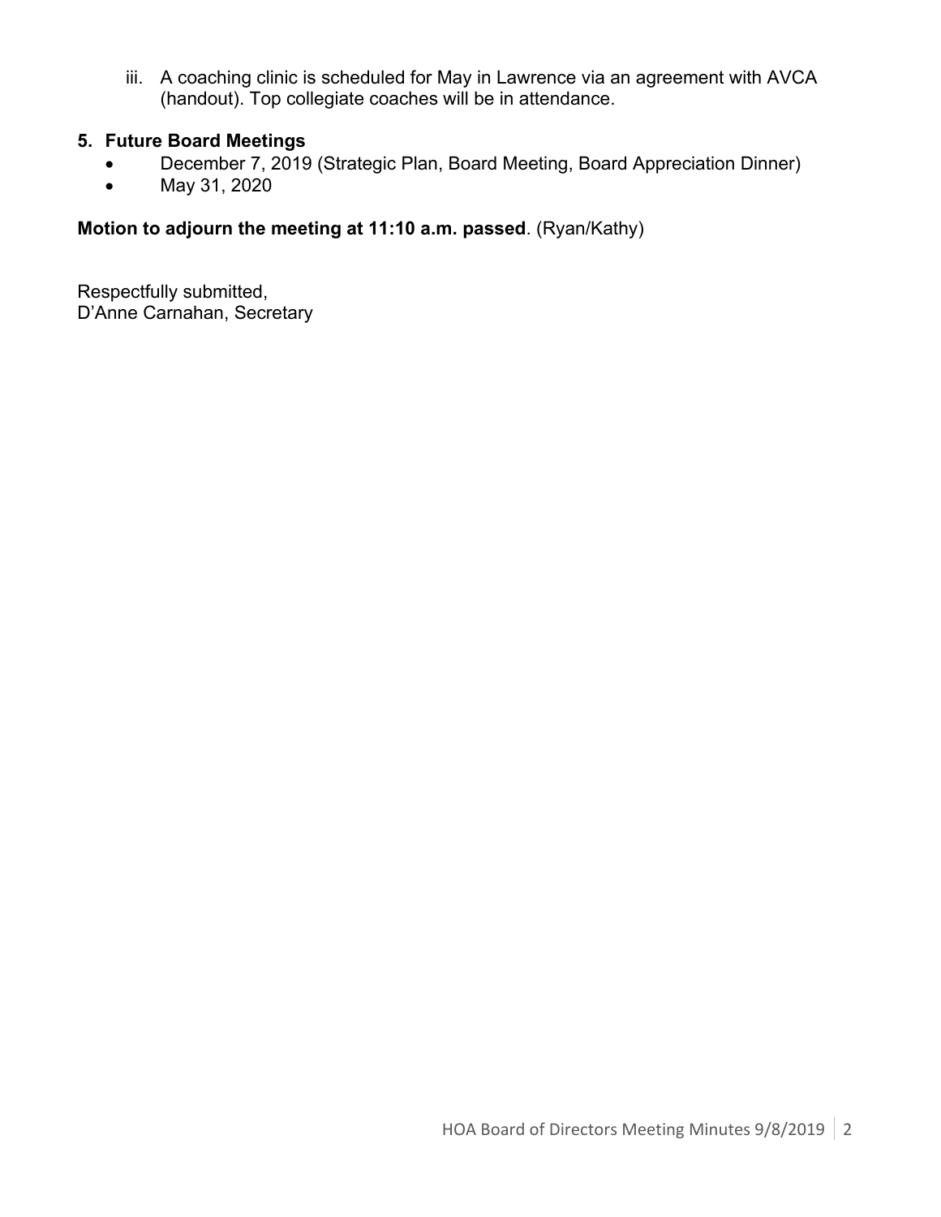iii. A coaching clinic is scheduled for May in Lawrence via an agreement with AVCA (handout). Top collegiate coaches will be in attendance.

**5. Future Board Meetings**

- December 7, 2019 (Strategic Plan, Board Meeting, Board Appreciation Dinner)
- May 31, 2020

**Motion to adjourn the meeting at 11:10 a.m. passed**. (Ryan/Kathy)

Respectfully submitted,
D'Anne Carnahan, Secretary